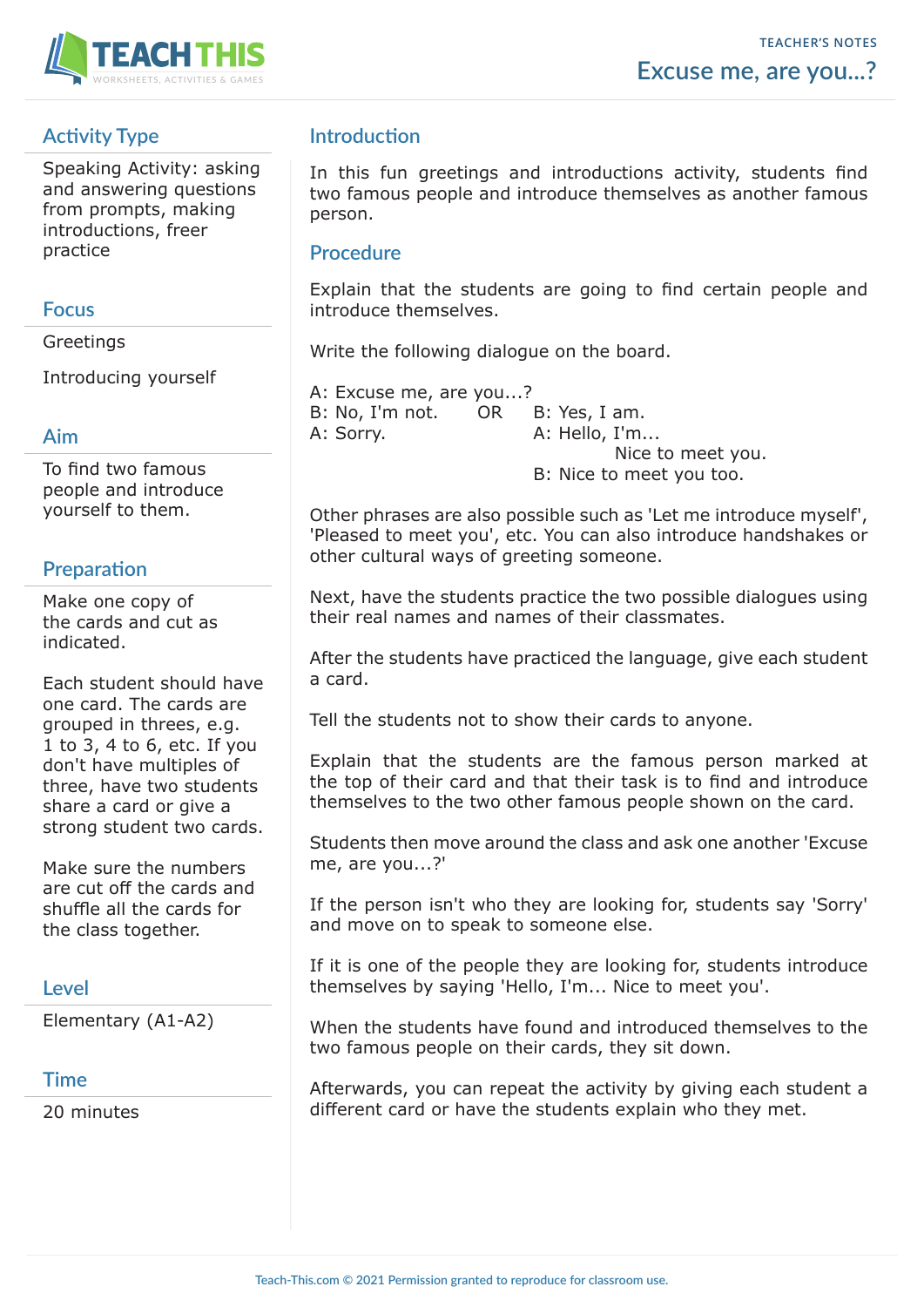TEACHER'S NOTES

# Excuse me, are you...?

## Activity Type

Speaking Activity: asking and answering questions from prompts, making introductions, freer practice

## Focus

Greetings

Introducing yourself

## Aim

To find two famous people and introduce yourself to them.

## Preparation

Make one copy of the cards and cut as indicated.

Each student should have one card. The cards are grouped in threes, e.g. 1 to 3, 4 to 6, etc. If you don't have multiples of three, have two students share a card or give a strong student two cards.

Make sure the numbers are cut off the cards and shuffle all the cards for the class together.

## Level

Elementary (A1-A2)

## Time

20 minutes

## Introduction

In this fun greetings and introductions activity, students find two famous people and introduce themselves as another famous person.

## Procedure

Explain that the students are going to find certain people and introduce themselves.

Write the following dialogue on the board.

A: Excuse me, are you...?
B: No, I'm not. OR B: Yes, I am.
A: Sorry. A: Hello, I'm... Nice to meet you.
B: Nice to meet you too.

Other phrases are also possible such as 'Let me introduce myself', 'Pleased to meet you', etc. You can also introduce handshakes or other cultural ways of greeting someone.

Next, have the students practice the two possible dialogues using their real names and names of their classmates.

After the students have practiced the language, give each student a card.

Tell the students not to show their cards to anyone.

Explain that the students are the famous person marked at the top of their card and that their task is to find and introduce themselves to the two other famous people shown on the card.

Students then move around the class and ask one another 'Excuse me, are you...?'

If the person isn't who they are looking for, students say 'Sorry' and move on to speak to someone else.

If it is one of the people they are looking for, students introduce themselves by saying 'Hello, I'm... Nice to meet you'.

When the students have found and introduced themselves to the two famous people on their cards, they sit down.

Afterwards, you can repeat the activity by giving each student a different card or have the students explain who they met.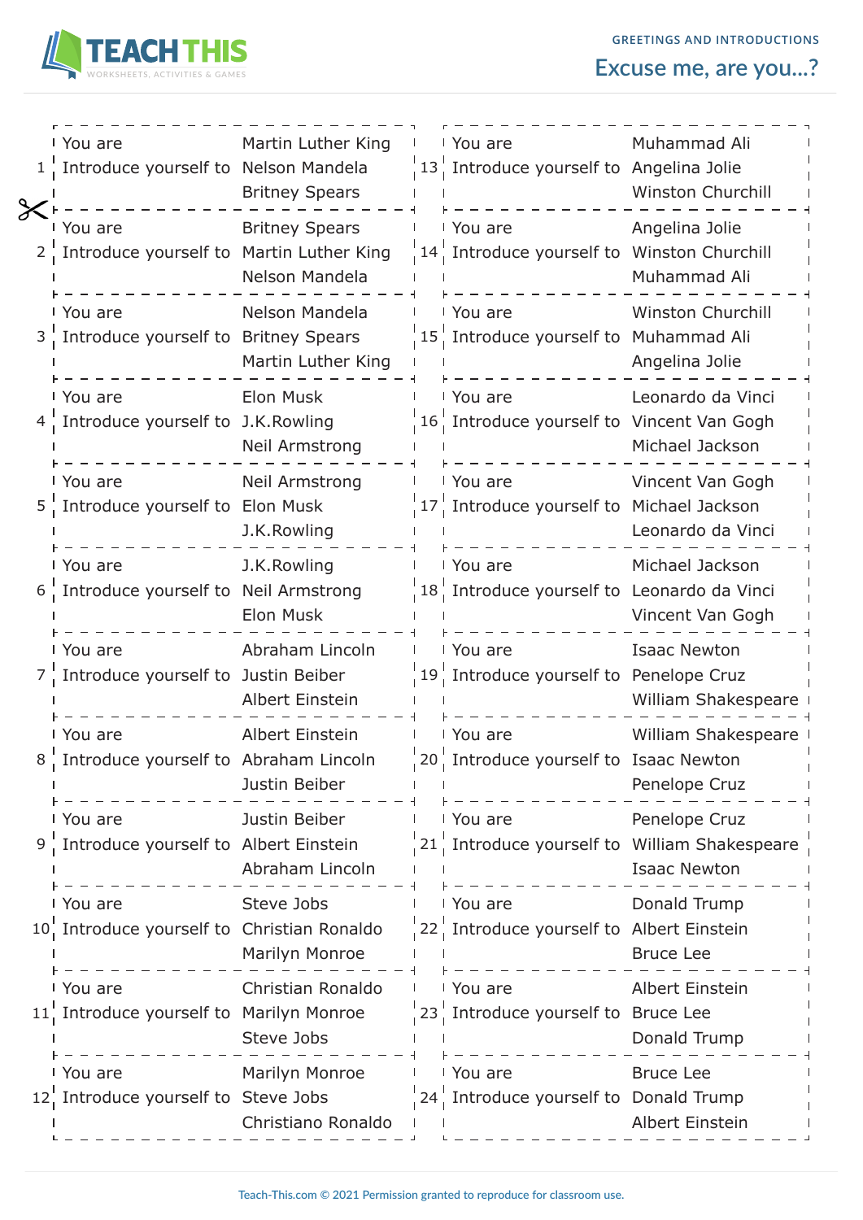GREETINGS AND INTRODUCTIONS

# Excuse me, are you...?

| | | |
|---|---|---|
| 1 | You are<br>Introduce yourself to | Martin Luther King<br>Nelson Mandela<br>Britney Spears |
| 2 | You are<br>Introduce yourself to | Britney Spears<br>Martin Luther King<br>Nelson Mandela |
| 3 | You are<br>Introduce yourself to | Nelson Mandela<br>Britney Spears<br>Martin Luther King |
| 4 | You are<br>Introduce yourself to | Elon Musk<br>J.K.Rowling<br>Neil Armstrong |
| 5 | You are<br>Introduce yourself to | Neil Armstrong<br>Elon Musk<br>J.K.Rowling |
| 6 | You are<br>Introduce yourself to | J.K.Rowling<br>Neil Armstrong<br>Elon Musk |
| 7 | You are<br>Introduce yourself to | Abraham Lincoln<br>Justin Beiber<br>Albert Einstein |
| 8 | You are<br>Introduce yourself to | Albert Einstein<br>Abraham Lincoln<br>Justin Beiber |
| 9 | You are<br>Introduce yourself to | Justin Beiber<br>Albert Einstein<br>Abraham Lincoln |
| 10 | You are<br>Introduce yourself to | Steve Jobs<br>Christian Ronaldo<br>Marilyn Monroe |
| 11 | You are<br>Introduce yourself to | Christian Ronaldo<br>Marilyn Monroe<br>Steve Jobs |
| 12 | You are<br>Introduce yourself to | Marilyn Monroe<br>Steve Jobs<br>Christiano Ronaldo |
| 13 | You are<br>Introduce yourself to | Muhammad Ali<br>Angelina Jolie<br>Winston Churchill |
| 14 | You are<br>Introduce yourself to | Angelina Jolie<br>Winston Churchill<br>Muhammad Ali |
| 15 | You are<br>Introduce yourself to | Winston Churchill<br>Muhammad Ali<br>Angelina Jolie |
| 16 | You are<br>Introduce yourself to | Leonardo da Vinci<br>Vincent Van Gogh<br>Michael Jackson |
| 17 | You are<br>Introduce yourself to | Vincent Van Gogh<br>Michael Jackson<br>Leonardo da Vinci |
| 18 | You are<br>Introduce yourself to | Michael Jackson<br>Leonardo da Vinci<br>Vincent Van Gogh |
| 19 | You are<br>Introduce yourself to | Isaac Newton<br>Penelope Cruz<br>William Shakespeare |
| 20 | You are<br>Introduce yourself to | William Shakespeare<br>Isaac Newton<br>Penelope Cruz |
| 21 | You are<br>Introduce yourself to | Penelope Cruz<br>William Shakespeare<br>Isaac Newton |
| 22 | You are<br>Introduce yourself to | Donald Trump<br>Albert Einstein<br>Bruce Lee |
| 23 | You are<br>Introduce yourself to | Albert Einstein<br>Bruce Lee<br>Donald Trump |
| 24 | You are<br>Introduce yourself to | Bruce Lee<br>Donald Trump<br>Albert Einstein |

Teach-This.com © 2021 Permission granted to reproduce for classroom use.